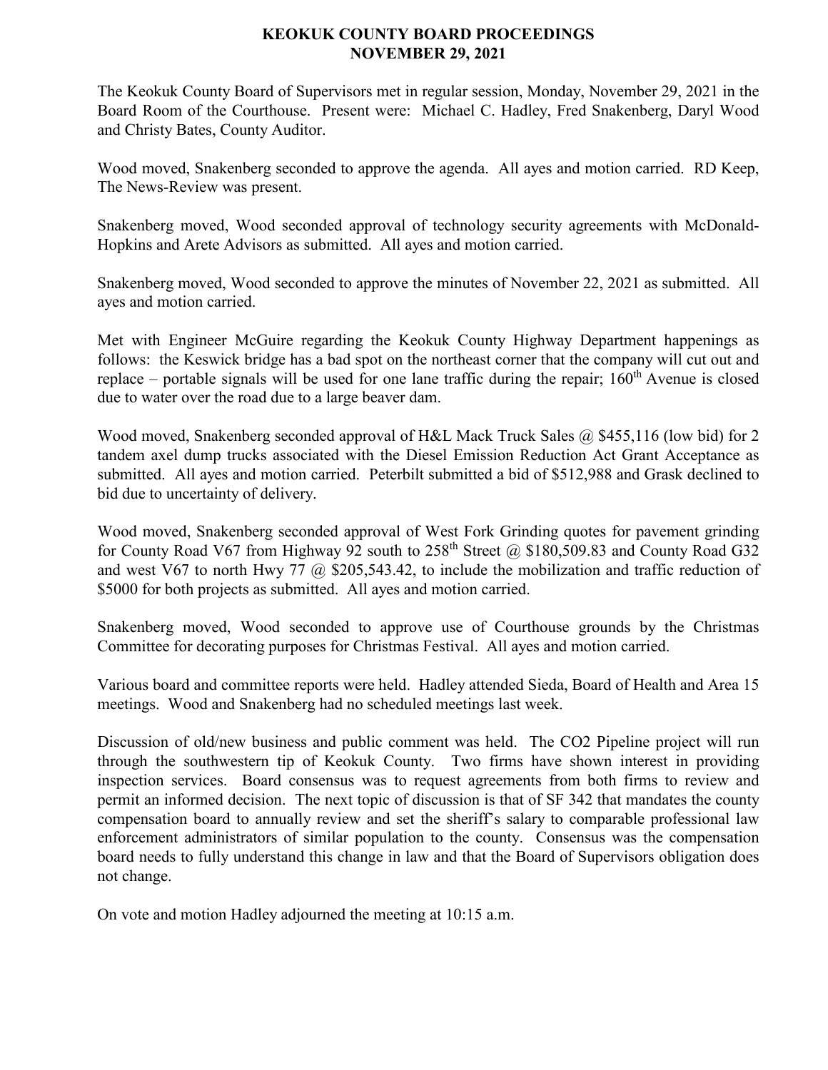# KEOKUK COUNTY BOARD PROCEEDINGS
# NOVEMBER 29, 2021

The Keokuk County Board of Supervisors met in regular session, Monday, November 29, 2021 in the Board Room of the Courthouse. Present were: Michael C. Hadley, Fred Snakenberg, Daryl Wood and Christy Bates, County Auditor.

Wood moved, Snakenberg seconded to approve the agenda. All ayes and motion carried. RD Keep, The News-Review was present.

Snakenberg moved, Wood seconded approval of technology security agreements with McDonald-Hopkins and Arete Advisors as submitted. All ayes and motion carried.

Snakenberg moved, Wood seconded to approve the minutes of November 22, 2021 as submitted. All ayes and motion carried.

Met with Engineer McGuire regarding the Keokuk County Highway Department happenings as follows: the Keswick bridge has a bad spot on the northeast corner that the company will cut out and replace – portable signals will be used for one lane traffic during the repair; 160th Avenue is closed due to water over the road due to a large beaver dam.

Wood moved, Snakenberg seconded approval of H&L Mack Truck Sales @ $455,116 (low bid) for 2 tandem axel dump trucks associated with the Diesel Emission Reduction Act Grant Acceptance as submitted. All ayes and motion carried. Peterbilt submitted a bid of $512,988 and Grask declined to bid due to uncertainty of delivery.

Wood moved, Snakenberg seconded approval of West Fork Grinding quotes for pavement grinding for County Road V67 from Highway 92 south to 258th Street @ $180,509.83 and County Road G32 and west V67 to north Hwy 77 @ $205,543.42, to include the mobilization and traffic reduction of $5000 for both projects as submitted. All ayes and motion carried.

Snakenberg moved, Wood seconded to approve use of Courthouse grounds by the Christmas Committee for decorating purposes for Christmas Festival. All ayes and motion carried.

Various board and committee reports were held. Hadley attended Sieda, Board of Health and Area 15 meetings. Wood and Snakenberg had no scheduled meetings last week.

Discussion of old/new business and public comment was held. The $CO_2$ Pipeline project will run through the southwestern tip of Keokuk County. Two firms have shown interest in providing inspection services. Board consensus was to request agreements from both firms to review and permit an informed decision. The next topic of discussion is that of SF 342 that mandates the county compensation board to annually review and set the sheriff's salary to comparable professional law enforcement administrators of similar population to the county. Consensus was the compensation board needs to fully understand this change in law and that the Board of Supervisors obligation does not change.

On vote and motion Hadley adjourned the meeting at 10:15 a.m.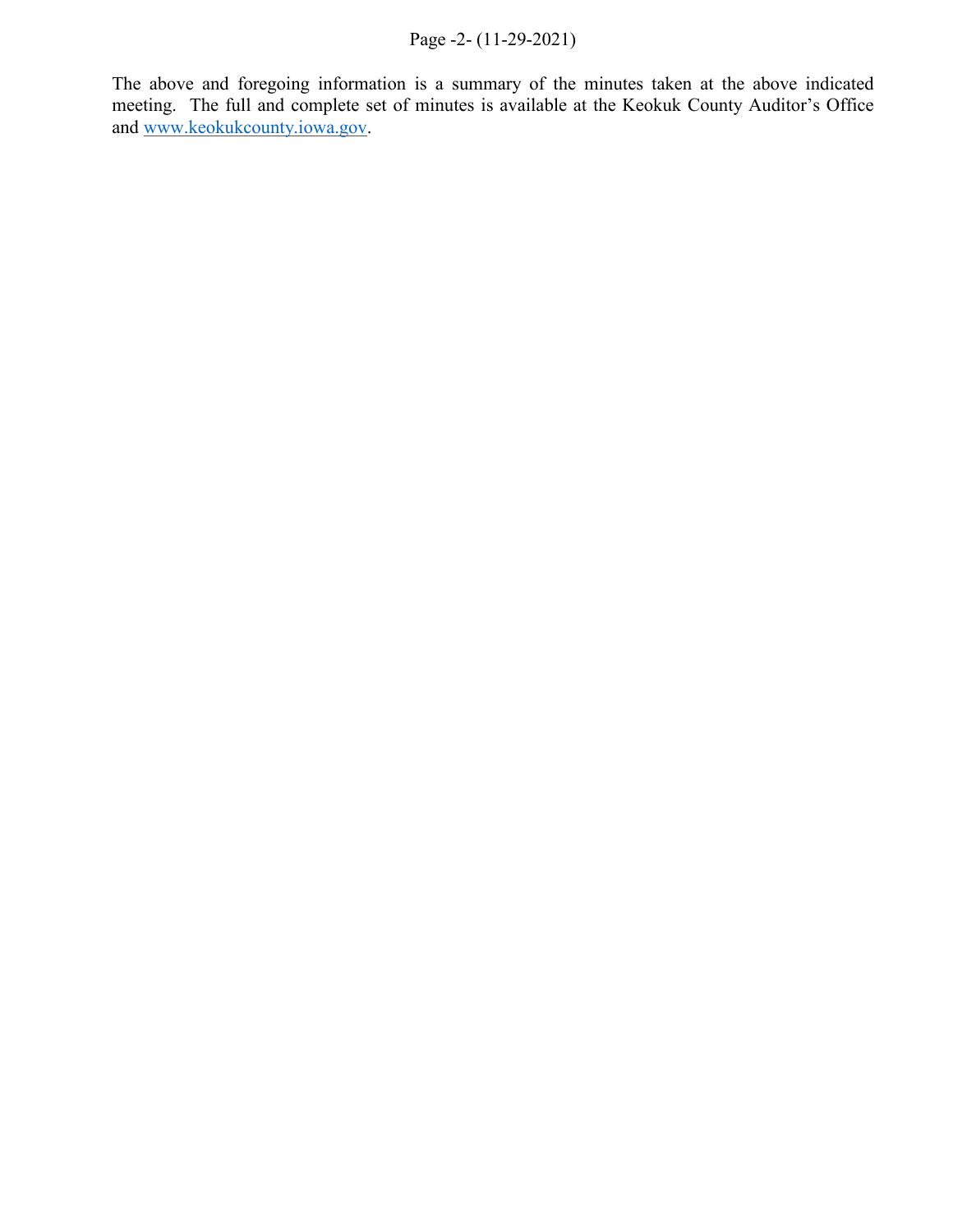The above and foregoing information is a summary of the minutes taken at the above indicated meeting. The full and complete set of minutes is available at the Keokuk County Auditor's Office and [www.keokukcounty.iowa.gov](http://www.keokukcounty.iowa.gov).